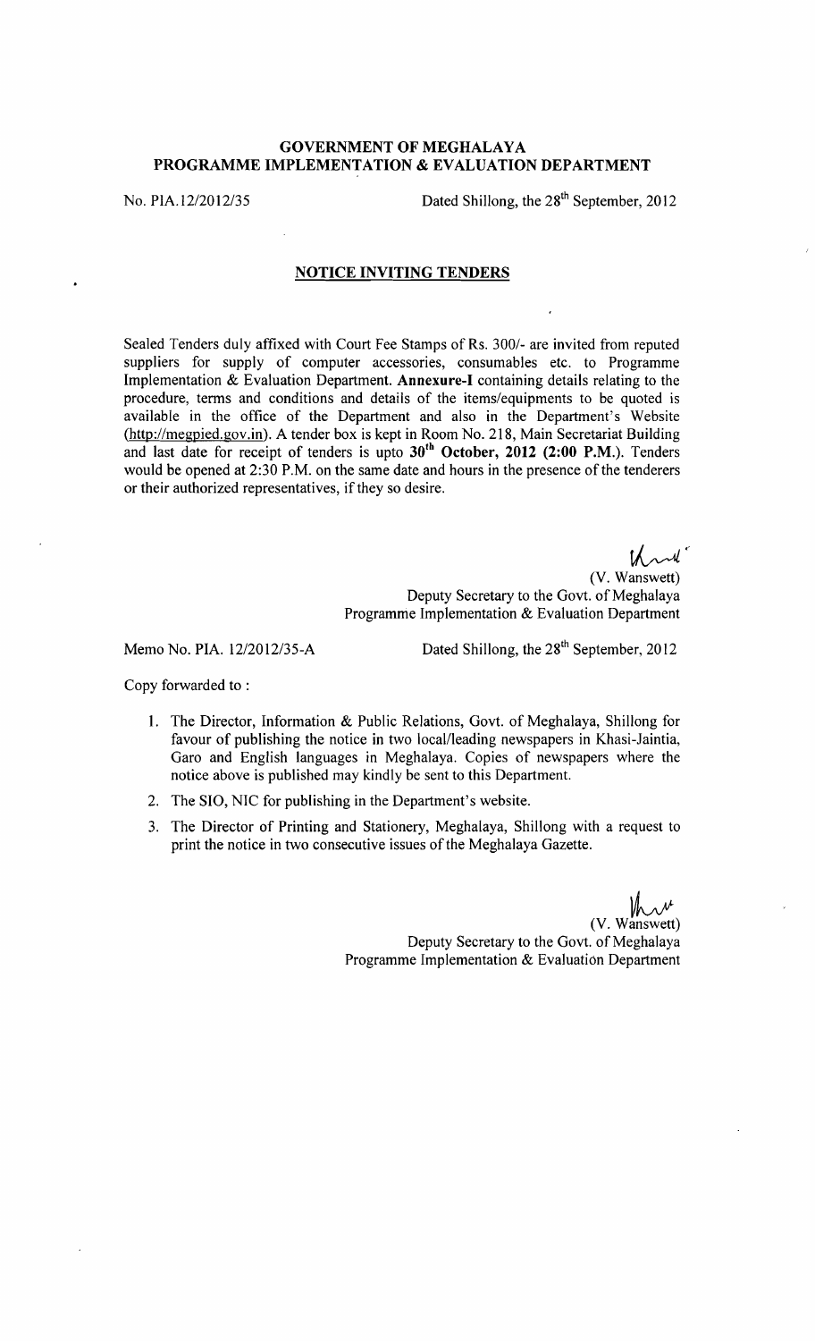**GOVERNMENT OF MEGHALAYA**
**PROGRAMME IMPLEMENTATION & EVALUATION DEPARTMENT**

No. PIA.12/2012/35 Dated Shillong, the 28th September, 2012

## NOTICE INVITING TENDERS

Sealed Tenders duly affixed with Court Fee Stamps of Rs. 300/- are invited from reputed suppliers for supply of computer accessories, consumables etc. to Programme Implementation & Evaluation Department. **Annexure-I** containing details relating to the procedure, terms and conditions and details of the items/equipments to be quoted is available in the office of the Department and also in the Department's Website (http://megpied.gov.in). A tender box is kept in Room No. 218, Main Secretariat Building and last date for receipt of tenders is upto **30th October, 2012 (2:00 P.M.)**. Tenders would be opened at 2:30 P.M. on the same date and hours in the presence of the tenderers or their authorized representatives, if they so desire.

(V. Wanswett)
Deputy Secretary to the Govt. of Meghalaya
Programme Implementation & Evaluation Department

Memo No. PIA. 12/2012/35-A Dated Shillong, the 28th September, 2012

Copy forwarded to :

1. The Director, Information & Public Relations, Govt. of Meghalaya, Shillong for favour of publishing the notice in two local/leading newspapers in Khasi-Jaintia, Garo and English languages in Meghalaya. Copies of newspapers where the notice above is published may kindly be sent to this Department.
2. The SIO, NIC for publishing in the Department's website.
3. The Director of Printing and Stationery, Meghalaya, Shillong with a request to print the notice in two consecutive issues of the Meghalaya Gazette.

(V. Wanswett)
Deputy Secretary to the Govt. of Meghalaya
Programme Implementation & Evaluation Department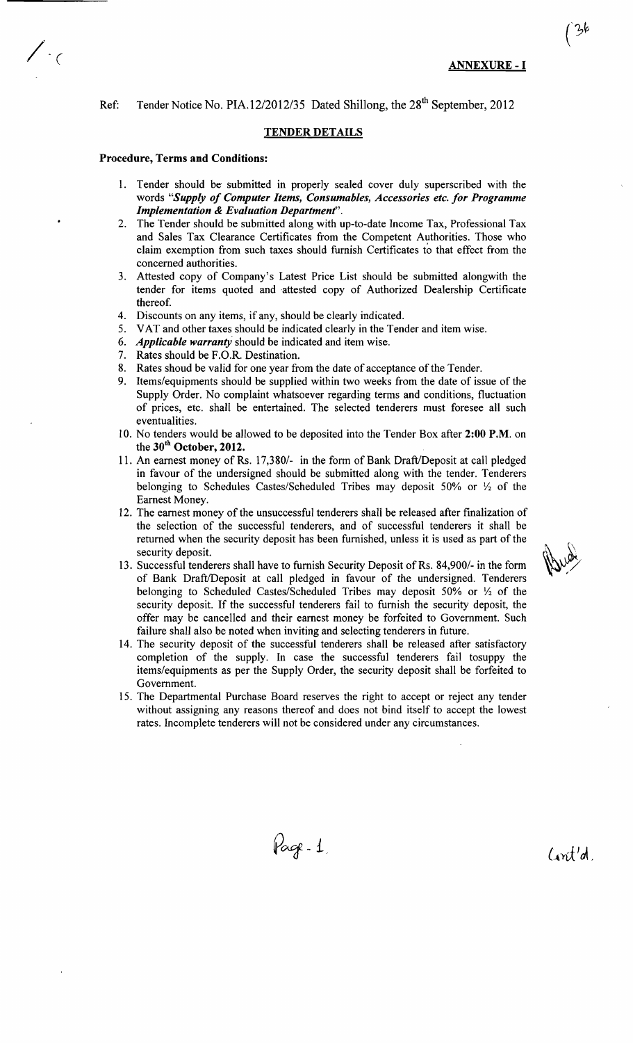## ANNEXURE - I

Ref: Tender Notice No. PIA.12/2012/35 Dated Shillong, the 28th September, 2012

### TENDER DETAILS

**Procedure, Terms and Conditions:**

1. Tender should be submitted in properly sealed cover duly superscribed with the words "***Supply of Computer Items, Consumables, Accessories etc. for Programme Implementation & Evaluation Department***".
2. The Tender should be submitted along with up-to-date Income Tax, Professional Tax and Sales Tax Clearance Certificates from the Competent Authorities. Those who claim exemption from such taxes should furnish Certificates to that effect from the concerned authorities.
3. Attested copy of Company's Latest Price List should be submitted alongwith the tender for items quoted and attested copy of Authorized Dealership Certificate thereof.
4. Discounts on any items, if any, should be clearly indicated.
5. VAT and other taxes should be indicated clearly in the Tender and item wise.
6. ***Applicable warranty*** should be indicated and item wise.
7. Rates should be F.O.R. Destination.
8. Rates shoud be valid for one year from the date of acceptance of the Tender.
9. Items/equipments should be supplied within two weeks from the date of issue of the Supply Order. No complaint whatsoever regarding terms and conditions, fluctuation of prices, etc. shall be entertained. The selected tenderers must foresee all such eventualities.
10. No tenders would be allowed to be deposited into the Tender Box after **2:00 P.M.** on the **30th October, 2012.**
11. An earnest money of Rs. 17,380/- in the form of Bank Draft/Deposit at call pledged in favour of the undersigned should be submitted along with the tender. Tenderers belonging to Schedules Castes/Scheduled Tribes may deposit 50% or ½ of the Earnest Money.
12. The earnest money of the unsuccessful tenderers shall be released after finalization of the selection of the successful tenderers, and of successful tenderers it shall be returned when the security deposit has been furnished, unless it is used as part of the security deposit.
13. Successful tenderers shall have to furnish Security Deposit of Rs. 84,900/- in the form of Bank Draft/Deposit at call pledged in favour of the undersigned. Tenderers belonging to Scheduled Castes/Scheduled Tribes may deposit 50% or ½ of the security deposit. If the successful tenderers fail to furnish the security deposit, the offer may be cancelled and their earnest money be forfeited to Government. Such failure shall also be noted when inviting and selecting tenderers in future.
14. The security deposit of the successful tenderers shall be released after satisfactory completion of the supply. In case the successful tenderers fail tosuppy the items/equipments as per the Supply Order, the security deposit shall be forfeited to Government.
15. The Departmental Purchase Board reserves the right to accept or reject any tender without assigning any reasons thereof and does not bind itself to accept the lowest rates. Incomplete tenderers will not be considered under any circumstances.

Contd.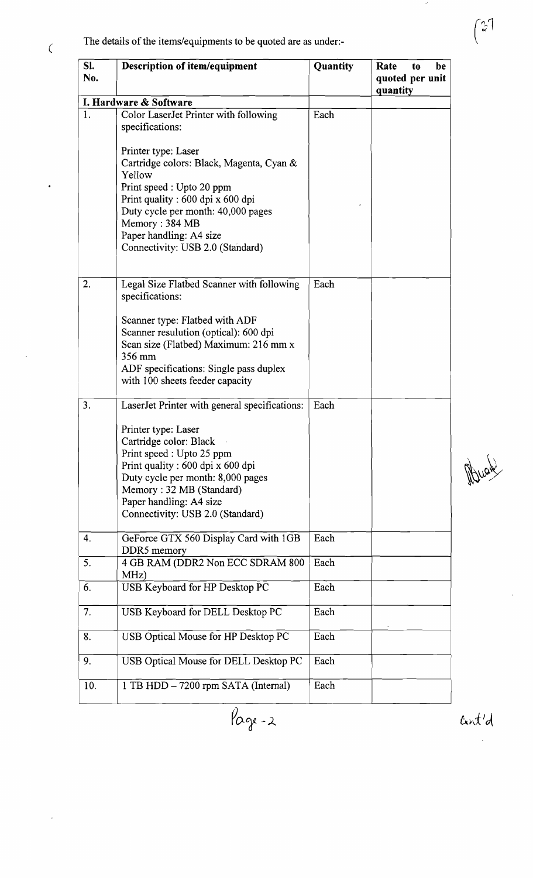The details of the items/equipments to be quoted are as under:-

| Sl. No. | Description of item/equipment | Quantity | Rate to be quoted per unit quantity |
|---|---|---|---|
| **I. Hardware & Software** | | | |
| 1. | Color LaserJet Printer with following specifications:<br><br>Printer type: Laser<br>Cartridge colors: Black, Magenta, Cyan & Yellow<br>Print speed : Upto 20 ppm<br>Print quality : 600 dpi x 600 dpi<br>Duty cycle per month: 40,000 pages<br>Memory : 384 MB<br>Paper handling: A4 size<br>Connectivity: USB 2.0 (Standard) | Each | |
| 2. | Legal Size Flatbed Scanner with following specifications:<br><br>Scanner type: Flatbed with ADF<br>Scanner resulution (optical): 600 dpi<br>Scan size (Flatbed) Maximum: 216 mm x 356 mm<br>ADF specifications: Single pass duplex with 100 sheets feeder capacity | Each | |
| 3. | LaserJet Printer with general specifications:<br><br>Printer type: Laser<br>Cartridge color: Black<br>Print speed : Upto 25 ppm<br>Print quality : 600 dpi x 600 dpi<br>Duty cycle per month: 8,000 pages<br>Memory : 32 MB (Standard)<br>Paper handling: A4 size<br>Connectivity: USB 2.0 (Standard) | Each | |
| 4. | GeForce GTX 560 Display Card with 1GB DDR5 memory | Each | |
| 5. | 4 GB RAM (DDR2 Non ECC SDRAM 800 MHz) | Each | |
| 6. | USB Keyboard for HP Desktop PC | Each | |
| 7. | USB Keyboard for DELL Desktop PC | Each | |
| 8. | USB Optical Mouse for HP Desktop PC | Each | |
| 9. | USB Optical Mouse for DELL Desktop PC | Each | |
| 10. | 1 TB HDD – 7200 rpm SATA (Internal) | Each | |

Page - 2

Cont'd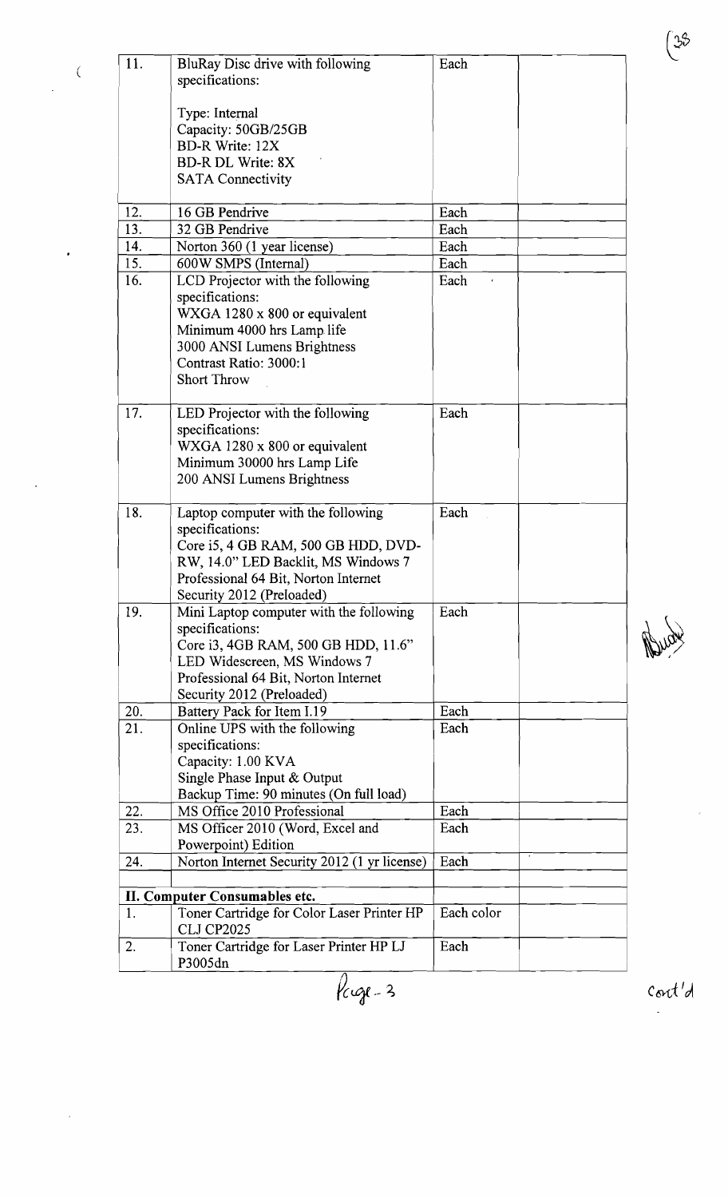| | | | |
|---|---|---|---|
| 11. | BluRay Disc drive with following specifications:<br><br>Type: Internal<br>Capacity: 50GB/25GB<br>BD-R Write: 12X<br>BD-R DL Write: 8X<br>SATA Connectivity | Each | |
| 12. | 16 GB Pendrive | Each | |
| 13. | 32 GB Pendrive | Each | |
| 14. | Norton 360 (1 year license) | Each | |
| 15. | 600W SMPS (Internal) | Each | |
| 16. | LCD Projector with the following specifications:<br>WXGA 1280 x 800 or equivalent<br>Minimum 4000 hrs Lamp life<br>3000 ANSI Lumens Brightness<br>Contrast Ratio: 3000:1<br>Short Throw | Each | |
| 17. | LED Projector with the following specifications:<br>WXGA 1280 x 800 or equivalent<br>Minimum 30000 hrs Lamp Life<br>200 ANSI Lumens Brightness | Each | |
| 18. | Laptop computer with the following specifications:<br>Core i5, 4 GB RAM, 500 GB HDD, DVD-RW, 14.0" LED Backlit, MS Windows 7 Professional 64 Bit, Norton Internet Security 2012 (Preloaded) | Each | |
| 19. | Mini Laptop computer with the following specifications:<br>Core i3, 4GB RAM, 500 GB HDD, 11.6" LED Widescreen, MS Windows 7 Professional 64 Bit, Norton Internet Security 2012 (Preloaded) | Each | |
| 20. | Battery Pack for Item I.19 | Each | |
| 21. | Online UPS with the following specifications:<br>Capacity: 1.00 KVA<br>Single Phase Input & Output<br>Backup Time: 90 minutes (On full load) | Each | |
| 22. | MS Office 2010 Professional | Each | |
| 23. | MS Officer 2010 (Word, Excel and Powerpoint) Edition | Each | |
| 24. | Norton Internet Security 2012 (1 yr license) | Each | |
| | | | |
| **II. Computer Consumables etc.** | | | |
| 1. | Toner Cartridge for Color Laser Printer HP CLJ CP2025 | Each color | |
| 2. | Toner Cartridge for Laser Printer HP LJ P3005dn | Each | |

Page - 3

Cont'd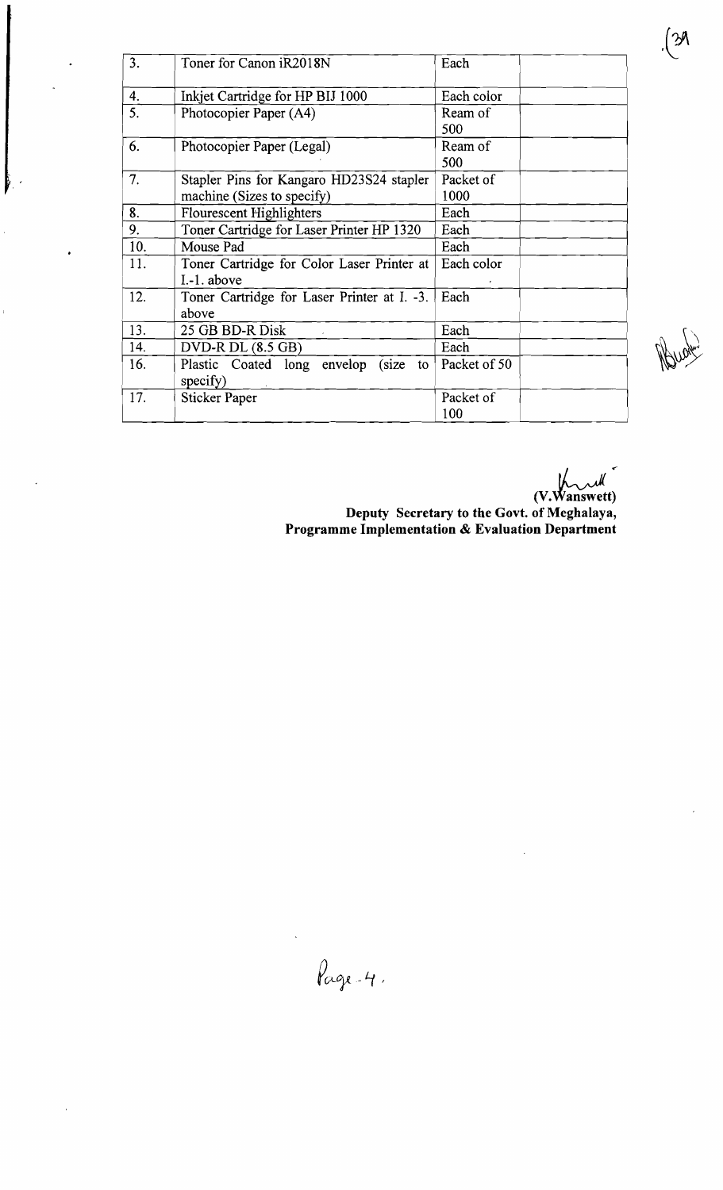| | | | |
|---|---|---|---|
| 3. | Toner for Canon iR2018N | Each | |
| 4. | Inkjet Cartridge for HP BIJ 1000 | Each color | |
| 5. | Photocopier Paper (A4) | Ream of 500 | |
| 6. | Photocopier Paper (Legal) | Ream of 500 | |
| 7. | Stapler Pins for Kangaro HD23S24 stapler machine (Sizes to specify) | Packet of 1000 | |
| 8. | Flourescent Highlighters | Each | |
| 9. | Toner Cartridge for Laser Printer HP 1320 | Each | |
| 10. | Mouse Pad | Each | |
| 11. | Toner Cartridge for Color Laser Printer at I.-1. above | Each color | |
| 12. | Toner Cartridge for Laser Printer at I. -3. above | Each | |
| 13. | 25 GB BD-R Disk | Each | |
| 14. | DVD-R DL (8.5 GB) | Each | |
| 16. | Plastic Coated long envelop (size to specify) | Packet of 50 | |
| 17. | Sticker Paper | Packet of 100 | |

**(V.Wanswett)**
**Deputy Secretary to the Govt. of Meghalaya,**
**Programme Implementation & Evaluation Department**